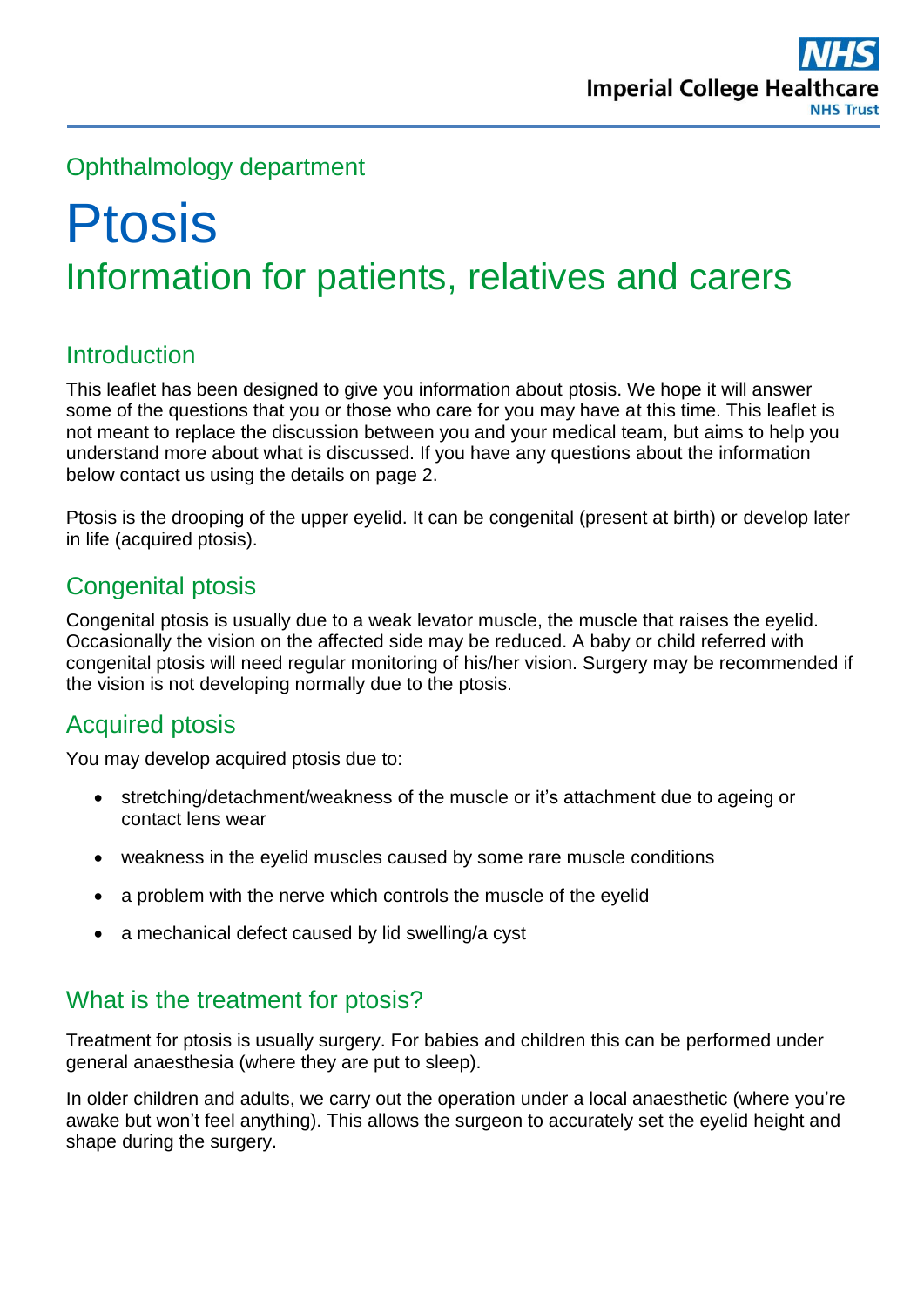Ophthalmology department

# Ptosis

## Information for patients, relatives and carers

### Introduction

This leaflet has been designed to give you information about ptosis. We hope it will answer some of the questions that you or those who care for you may have at this time. This leaflet is not meant to replace the discussion between you and your medical team, but aims to help you understand more about what is discussed. If you have any questions about the information below contact us using the details on page 2.

Ptosis is the drooping of the upper eyelid. It can be congenital (present at birth) or develop later in life (acquired ptosis).

### Congenital ptosis

Congenital ptosis is usually due to a weak levator muscle, the muscle that raises the eyelid. Occasionally the vision on the affected side may be reduced. A baby or child referred with congenital ptosis will need regular monitoring of his/her vision. Surgery may be recommended if the vision is not developing normally due to the ptosis.

### Acquired ptosis

You may develop acquired ptosis due to:

- stretching/detachment/weakness of the muscle or it's attachment due to ageing or contact lens wear
- weakness in the eyelid muscles caused by some rare muscle conditions
- a problem with the nerve which controls the muscle of the eyelid
- a mechanical defect caused by lid swelling/a cyst

### What is the treatment for ptosis?

Treatment for ptosis is usually surgery. For babies and children this can be performed under general anaesthesia (where they are put to sleep).

In older children and adults, we carry out the operation under a local anaesthetic (where you're awake but won't feel anything). This allows the surgeon to accurately set the eyelid height and shape during the surgery.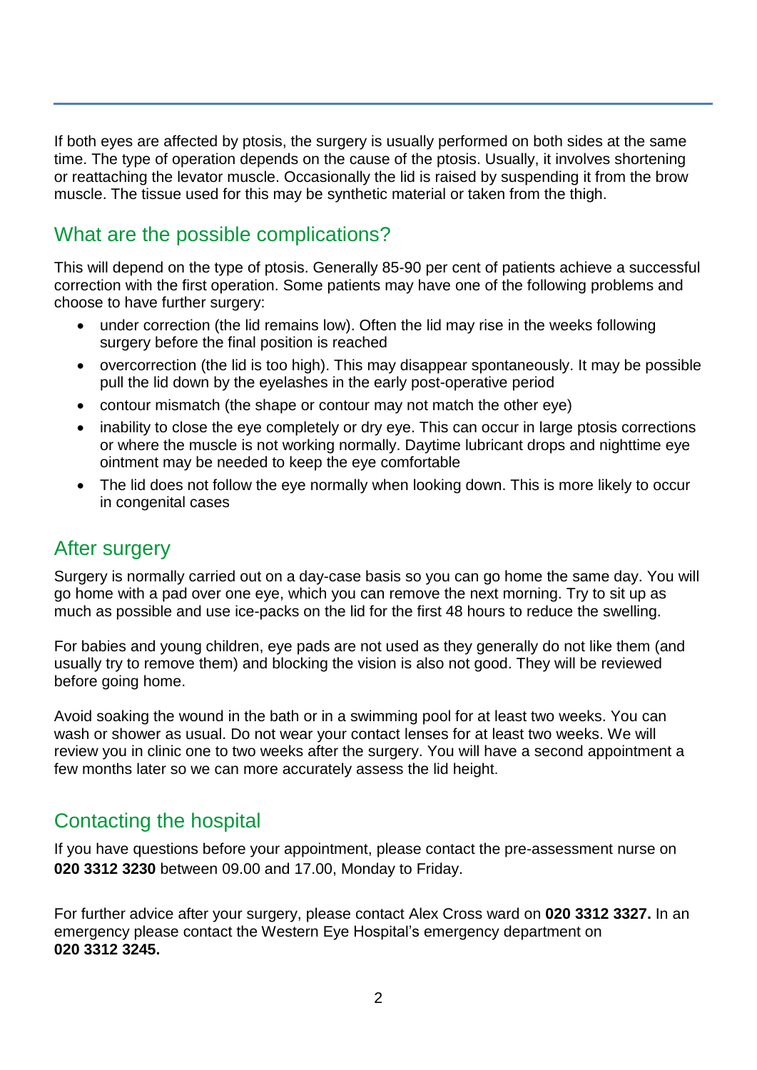If both eyes are affected by ptosis, the surgery is usually performed on both sides at the same time. The type of operation depends on the cause of the ptosis. Usually, it involves shortening or reattaching the levator muscle. Occasionally the lid is raised by suspending it from the brow muscle. The tissue used for this may be synthetic material or taken from the thigh.

## What are the possible complications?

This will depend on the type of ptosis. Generally 85-90 per cent of patients achieve a successful correction with the first operation. Some patients may have one of the following problems and choose to have further surgery:

- under correction (the lid remains low). Often the lid may rise in the weeks following surgery before the final position is reached
- overcorrection (the lid is too high). This may disappear spontaneously. It may be possible pull the lid down by the eyelashes in the early post-operative period
- contour mismatch (the shape or contour may not match the other eye)
- inability to close the eye completely or dry eye. This can occur in large ptosis corrections or where the muscle is not working normally. Daytime lubricant drops and nighttime eye ointment may be needed to keep the eye comfortable
- The lid does not follow the eye normally when looking down. This is more likely to occur in congenital cases

## After surgery

Surgery is normally carried out on a day-case basis so you can go home the same day. You will go home with a pad over one eye, which you can remove the next morning. Try to sit up as much as possible and use ice-packs on the lid for the first 48 hours to reduce the swelling.

For babies and young children, eye pads are not used as they generally do not like them (and usually try to remove them) and blocking the vision is also not good. They will be reviewed before going home.

Avoid soaking the wound in the bath or in a swimming pool for at least two weeks. You can wash or shower as usual. Do not wear your contact lenses for at least two weeks. We will review you in clinic one to two weeks after the surgery. You will have a second appointment a few months later so we can more accurately assess the lid height.

## Contacting the hospital

If you have questions before your appointment, please contact the pre-assessment nurse on **020 3312 3230** between 09.00 and 17.00, Monday to Friday.

For further advice after your surgery, please contact Alex Cross ward on **020 3312 3327.** In an emergency please contact the Western Eye Hospital's emergency department on **020 3312 3245.**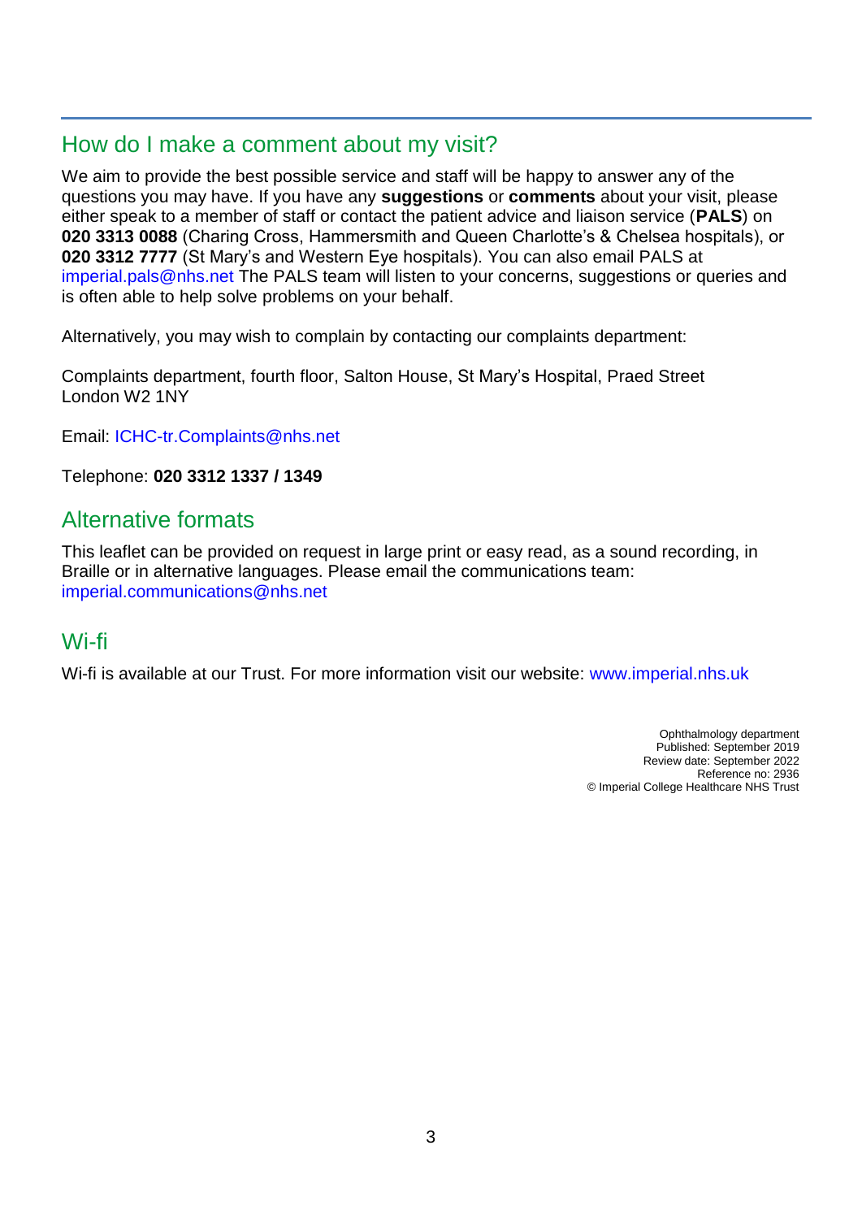## How do I make a comment about my visit?

We aim to provide the best possible service and staff will be happy to answer any of the questions you may have. If you have any **suggestions** or **comments** about your visit, please either speak to a member of staff or contact the patient advice and liaison service (**PALS**) on **020 3313 0088** (Charing Cross, Hammersmith and Queen Charlotte's & Chelsea hospitals), or **020 3312 7777** (St Mary's and Western Eye hospitals). You can also email PALS at imperial.pals@nhs.net The PALS team will listen to your concerns, suggestions or queries and is often able to help solve problems on your behalf.

Alternatively, you may wish to complain by contacting our complaints department:

Complaints department, fourth floor, Salton House, St Mary's Hospital, Praed Street
London W2 1NY

Email: ICHC-tr.Complaints@nhs.net

Telephone: **020 3312 1337 / 1349**

## Alternative formats

This leaflet can be provided on request in large print or easy read, as a sound recording, in Braille or in alternative languages. Please email the communications team: imperial.communications@nhs.net

## Wi-fi

Wi-fi is available at our Trust. For more information visit our website: www.imperial.nhs.uk

Ophthalmology department
Published: September 2019
Review date: September 2022
Reference no: 2936
© Imperial College Healthcare NHS Trust